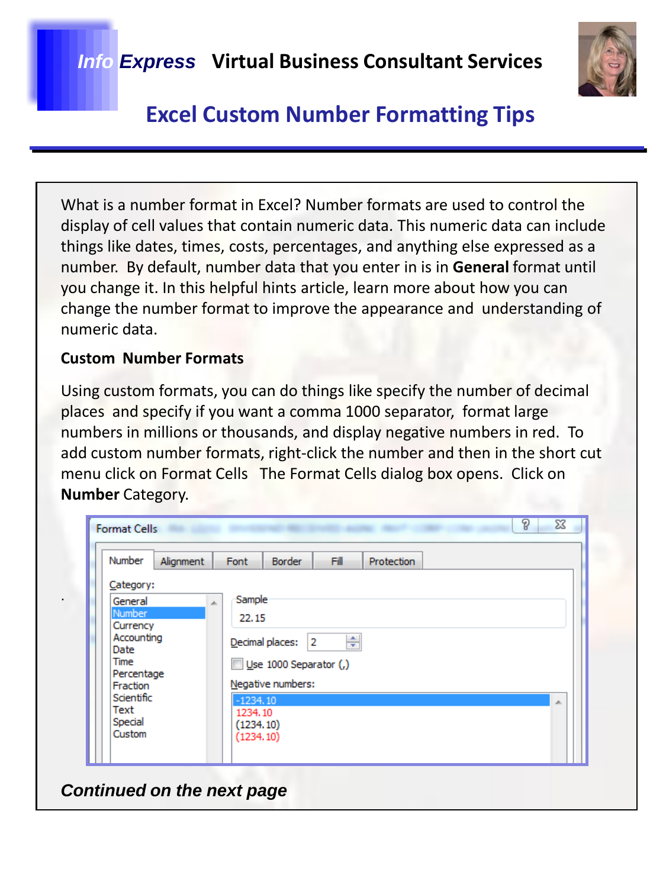**Info Express** **Virtual Business Consultant Services**

# Excel Custom Number Formatting Tips

What is a number format in Excel? Number formats are used to control the display of cell values that contain numeric data. This numeric data can include things like dates, times, costs, percentages, and anything else expressed as a number. By default, number data that you enter in is in **General** format until you change it. In this helpful hints article, learn more about how you can change the number format to improve the appearance and understanding of numeric data.

## Custom Number Formats

Using custom formats, you can do things like specify the number of decimal places and specify if you want a comma 1000 separator, format large numbers in millions or thousands, and display negative numbers in red. To add custom number formats, right-click the number and then in the short cut menu click on Format Cells The Format Cells dialog box opens. Click on **Number** Category.

Format Cells

Number | Alignment | Font | Border | Fill | Protection

Category:
- General
- Number
- Currency
- Accounting
- Date
- Time
- Percentage
- Fraction
- Scientific
- Text
- Special
- Custom

Sample
22.15

Decimal places: 2

Use 1000 Separator (,)

Negative numbers:
- -1234.10
- 1234.10
- (1234.10)
- (1234.10)

***Continued on the next page***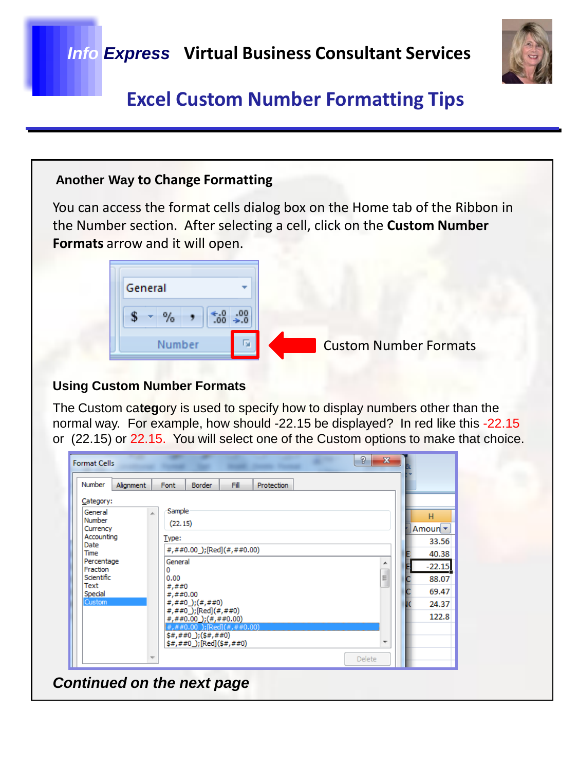## Excel Custom Number Formatting Tips

### Another Way to Change Formatting

You can access the format cells dialog box on the Home tab of the Ribbon in the Number section. After selecting a cell, click on the **Custom Number Formats** arrow and it will open.

Custom Number Formats

### Using Custom Number Formats

The Custom category is used to specify how to display numbers other than the normal way. For example, how should -22.15 be displayed? In red like this -22.15 or (22.15) or 22.15. You will select one of the Custom options to make that choice.

***Continued on the next page***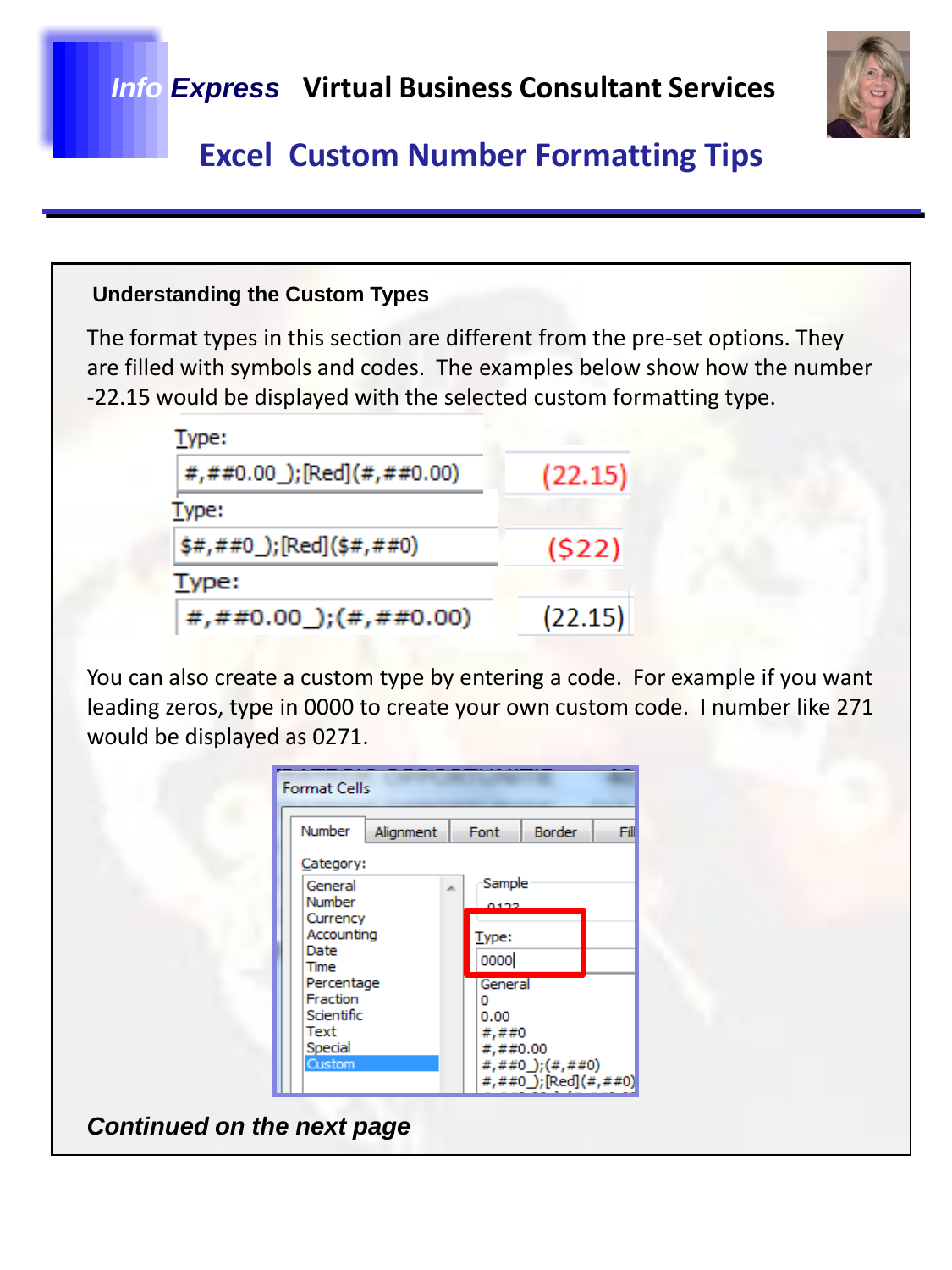## Understanding the Custom Types

The format types in this section are different from the pre-set options. They are filled with symbols and codes. The examples below show how the number -22.15 would be displayed with the selected custom formatting type.

| Type: | |
|---|---|
| #,##0.00_);[Red](#,##0.00) | (22.15) |
| $#,##0_);[Red]($#,##0) | ($22) |
| #,##0.00_);(#,##0.00) | (22.15) |

You can also create a custom type by entering a code. For example if you want leading zeros, type in 0000 to create your own custom code. I number like 271 would be displayed as 0271.

Format Cells

Number | Alignment | Font | Border | Fill

Category:
- General
- Number
- Currency
- Accounting
- Date
- Time
- Percentage
- Fraction
- Scientific
- Text
- Special
- Custom

Sample

Type:

0000

- General
- 0
- 0.00
- #,##0
- #,##0.00
- #,##0_);(#,##0)
- #,##0_);[Red](#,##0)

***Continued on the next page***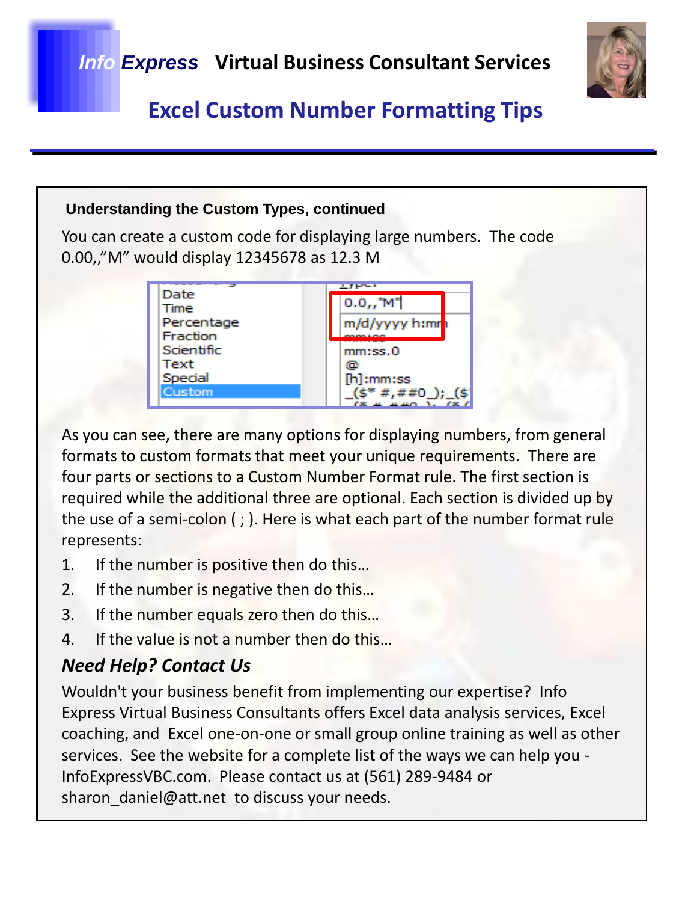Info Express Virtual Business Consultant Services

## Excel Custom Number Formatting Tips

**Understanding the Custom Types, continued**

You can create a custom code for displaying large numbers. The code 0.00,,”M” would display 12345678 as 12.3 M

As you can see, there are many options for displaying numbers, from general formats to custom formats that meet your unique requirements. There are four parts or sections to a Custom Number Format rule. The first section is required while the additional three are optional. Each section is divided up by the use of a semi-colon ( ; ). Here is what each part of the number format rule represents:

1. If the number is positive then do this…
2. If the number is negative then do this…
3. If the number equals zero then do this…
4. If the value is not a number then do this…

### *Need Help? Contact Us*

Wouldn't your business benefit from implementing our expertise? Info Express Virtual Business Consultants offers Excel data analysis services, Excel coaching, and Excel one-on-one or small group online training as well as other services. See the website for a complete list of the ways we can help you - InfoExpressVBC.com. Please contact us at (561) 289-9484 or sharon_daniel@att.net to discuss your needs.